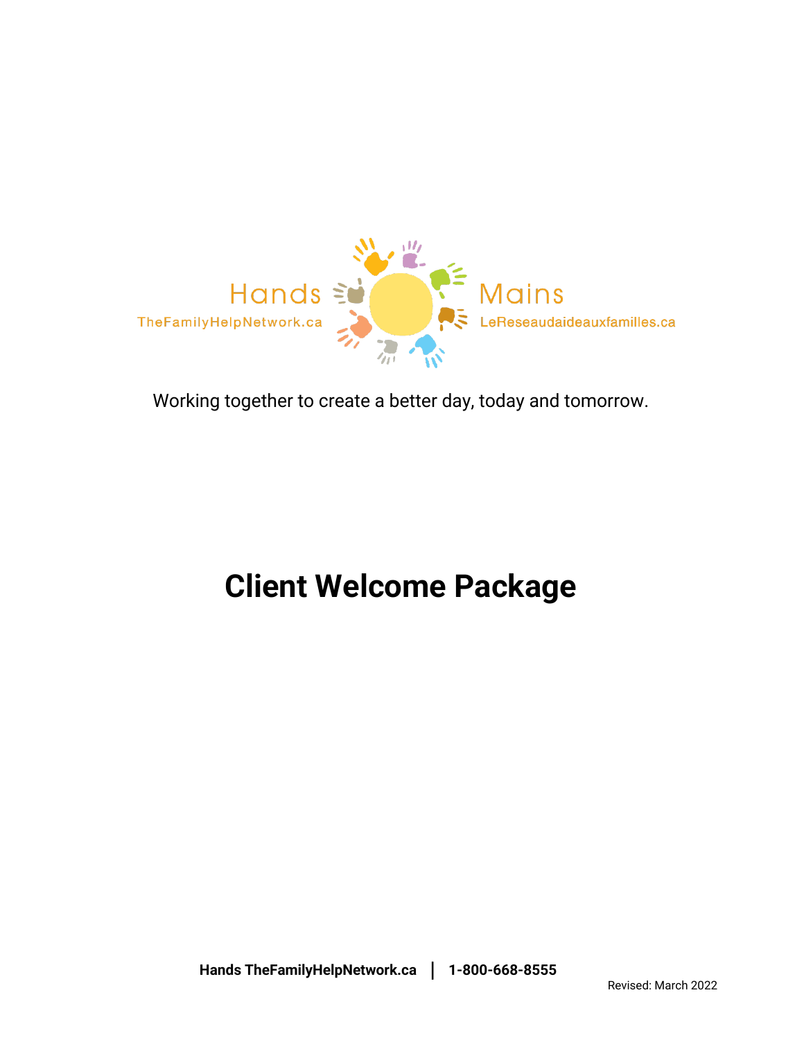Hands
TheFamilyHelpNetwork.ca

Mains
LeReseaudaideauxfamilles.ca

Working together to create a better day, today and tomorrow.

# Client Welcome Package

**Hands TheFamilyHelpNetwork.ca | 1-800-668-8555**

Revised: March 2022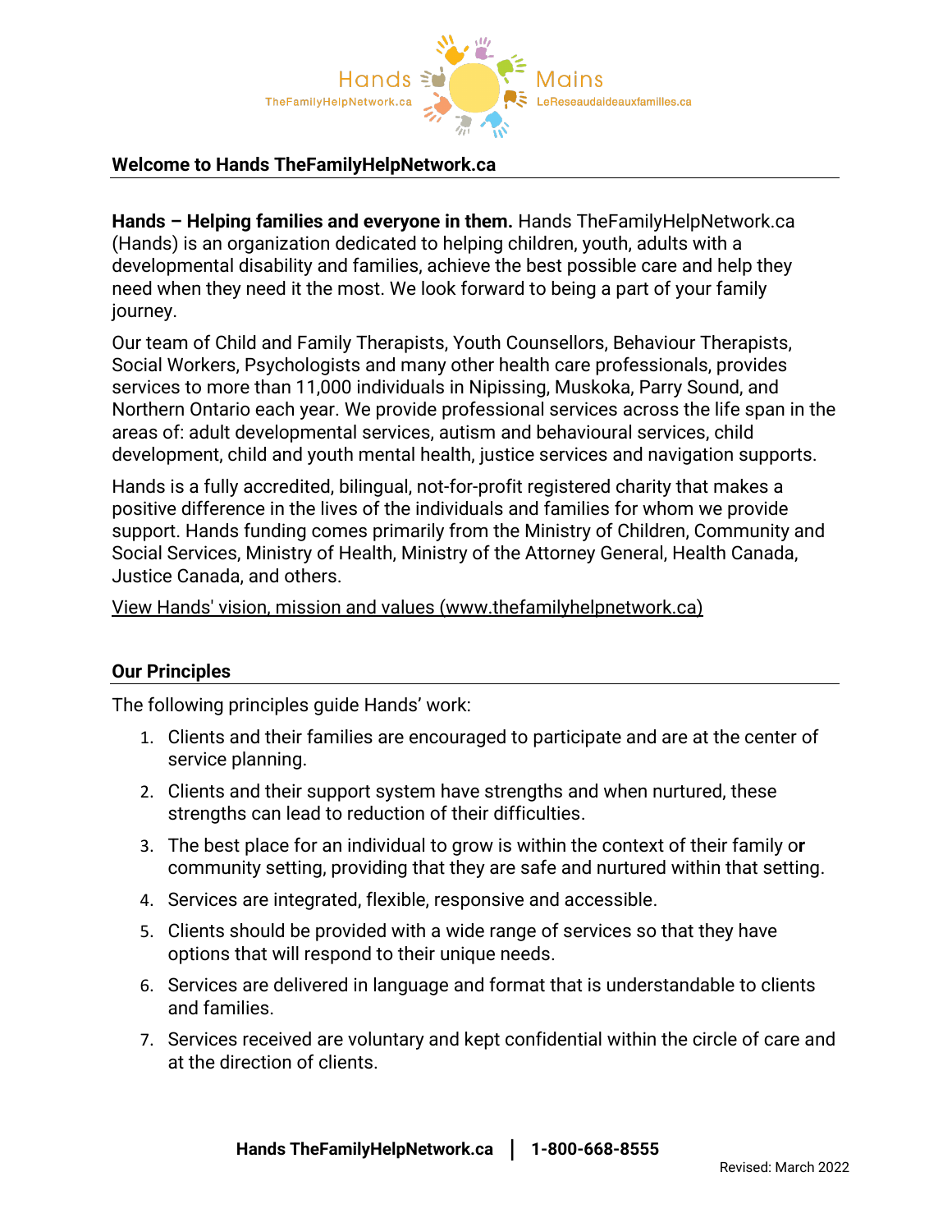## Welcome to Hands TheFamilyHelpNetwork.ca

**Hands – Helping families and everyone in them.** Hands TheFamilyHelpNetwork.ca (Hands) is an organization dedicated to helping children, youth, adults with a developmental disability and families, achieve the best possible care and help they need when they need it the most. We look forward to being a part of your family journey.

Our team of Child and Family Therapists, Youth Counsellors, Behaviour Therapists, Social Workers, Psychologists and many other health care professionals, provides services to more than 11,000 individuals in Nipissing, Muskoka, Parry Sound, and Northern Ontario each year. We provide professional services across the life span in the areas of: adult developmental services, autism and behavioural services, child development, child and youth mental health, justice services and navigation supports.

Hands is a fully accredited, bilingual, not-for-profit registered charity that makes a positive difference in the lives of the individuals and families for whom we provide support. Hands funding comes primarily from the Ministry of Children, Community and Social Services, Ministry of Health, Ministry of the Attorney General, Health Canada, Justice Canada, and others.

View Hands' vision, mission and values (www.thefamilyhelpnetwork.ca)

## Our Principles

The following principles guide Hands' work:

1. Clients and their families are encouraged to participate and are at the center of service planning.
2. Clients and their support system have strengths and when nurtured, these strengths can lead to reduction of their difficulties.
3. The best place for an individual to grow is within the context of their family or community setting, providing that they are safe and nurtured within that setting.
4. Services are integrated, flexible, responsive and accessible.
5. Clients should be provided with a wide range of services so that they have options that will respond to their unique needs.
6. Services are delivered in language and format that is understandable to clients and families.
7. Services received are voluntary and kept confidential within the circle of care and at the direction of clients.

**Hands TheFamilyHelpNetwork.ca | 1-800-668-8555**

Revised: March 2022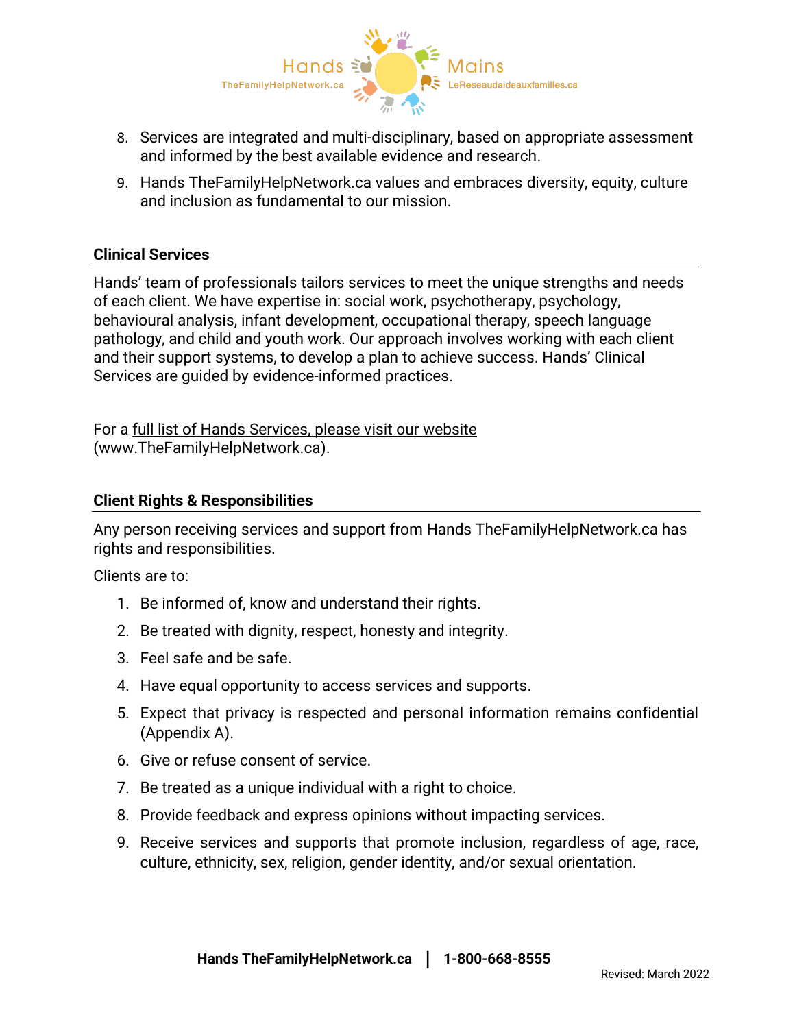8. Services are integrated and multi-disciplinary, based on appropriate assessment and informed by the best available evidence and research.
9. Hands TheFamilyHelpNetwork.ca values and embraces diversity, equity, culture and inclusion as fundamental to our mission.

## Clinical Services

Hands' team of professionals tailors services to meet the unique strengths and needs of each client. We have expertise in: social work, psychotherapy, psychology, behavioural analysis, infant development, occupational therapy, speech language pathology, and child and youth work. Our approach involves working with each client and their support systems, to develop a plan to achieve success. Hands' Clinical Services are guided by evidence-informed practices.

For a full list of Hands Services, please visit our website (www.TheFamilyHelpNetwork.ca).

## Client Rights & Responsibilities

Any person receiving services and support from Hands TheFamilyHelpNetwork.ca has rights and responsibilities.

Clients are to:

1. Be informed of, know and understand their rights.
2. Be treated with dignity, respect, honesty and integrity.
3. Feel safe and be safe.
4. Have equal opportunity to access services and supports.
5. Expect that privacy is respected and personal information remains confidential (Appendix A).
6. Give or refuse consent of service.
7. Be treated as a unique individual with a right to choice.
8. Provide feedback and express opinions without impacting services.
9. Receive services and supports that promote inclusion, regardless of age, race, culture, ethnicity, sex, religion, gender identity, and/or sexual orientation.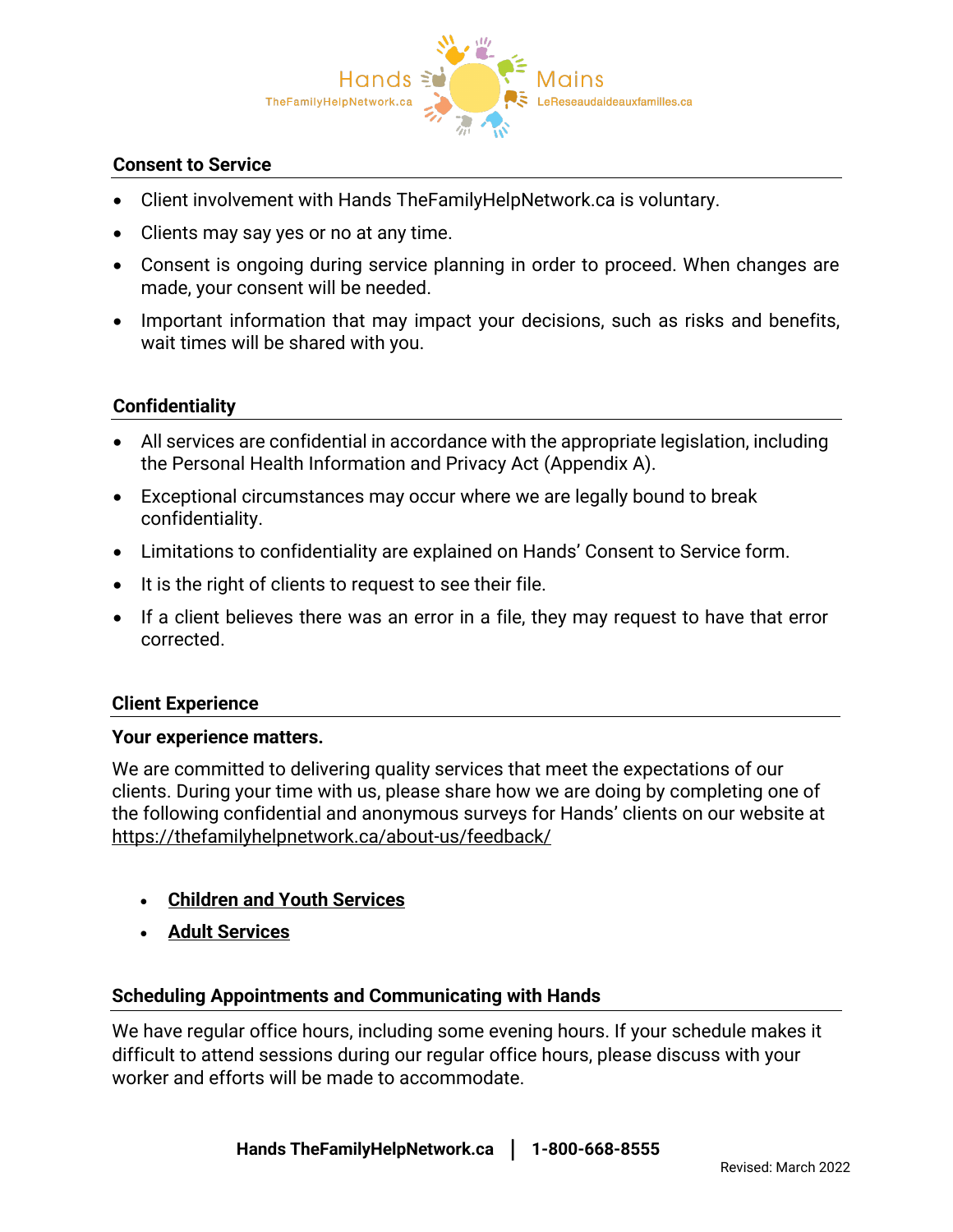## Consent to Service

- Client involvement with Hands TheFamilyHelpNetwork.ca is voluntary.
- Clients may say yes or no at any time.
- Consent is ongoing during service planning in order to proceed. When changes are made, your consent will be needed.
- Important information that may impact your decisions, such as risks and benefits, wait times will be shared with you.

## Confidentiality

- All services are confidential in accordance with the appropriate legislation, including the Personal Health Information and Privacy Act (Appendix A).
- Exceptional circumstances may occur where we are legally bound to break confidentiality.
- Limitations to confidentiality are explained on Hands' Consent to Service form.
- It is the right of clients to request to see their file.
- If a client believes there was an error in a file, they may request to have that error corrected.

## Client Experience

**Your experience matters.**

We are committed to delivering quality services that meet the expectations of our clients. During your time with us, please share how we are doing by completing one of the following confidential and anonymous surveys for Hands' clients on our website at https://thefamilyhelpnetwork.ca/about-us/feedback/

- **Children and Youth Services**
- **Adult Services**

## Scheduling Appointments and Communicating with Hands

We have regular office hours, including some evening hours. If your schedule makes it difficult to attend sessions during our regular office hours, please discuss with your worker and efforts will be made to accommodate.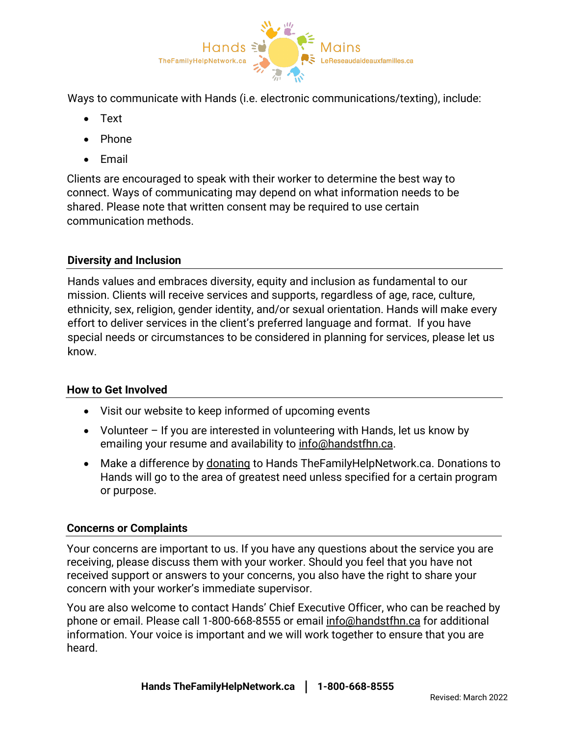Ways to communicate with Hands (i.e. electronic communications/texting), include:

- Text
- Phone
- Email

Clients are encouraged to speak with their worker to determine the best way to connect. Ways of communicating may depend on what information needs to be shared. Please note that written consent may be required to use certain communication methods.

## Diversity and Inclusion

Hands values and embraces diversity, equity and inclusion as fundamental to our mission. Clients will receive services and supports, regardless of age, race, culture, ethnicity, sex, religion, gender identity, and/or sexual orientation. Hands will make every effort to deliver services in the client's preferred language and format. If you have special needs or circumstances to be considered in planning for services, please let us know.

## How to Get Involved

- Visit our website to keep informed of upcoming events
- Volunteer – If you are interested in volunteering with Hands, let us know by emailing your resume and availability to info@handstfhn.ca.
- Make a difference by donating to Hands TheFamilyHelpNetwork.ca. Donations to Hands will go to the area of greatest need unless specified for a certain program or purpose.

## Concerns or Complaints

Your concerns are important to us. If you have any questions about the service you are receiving, please discuss them with your worker. Should you feel that you have not received support or answers to your concerns, you also have the right to share your concern with your worker's immediate supervisor.

You are also welcome to contact Hands' Chief Executive Officer, who can be reached by phone or email. Please call 1-800-668-8555 or email info@handstfhn.ca for additional information. Your voice is important and we will work together to ensure that you are heard.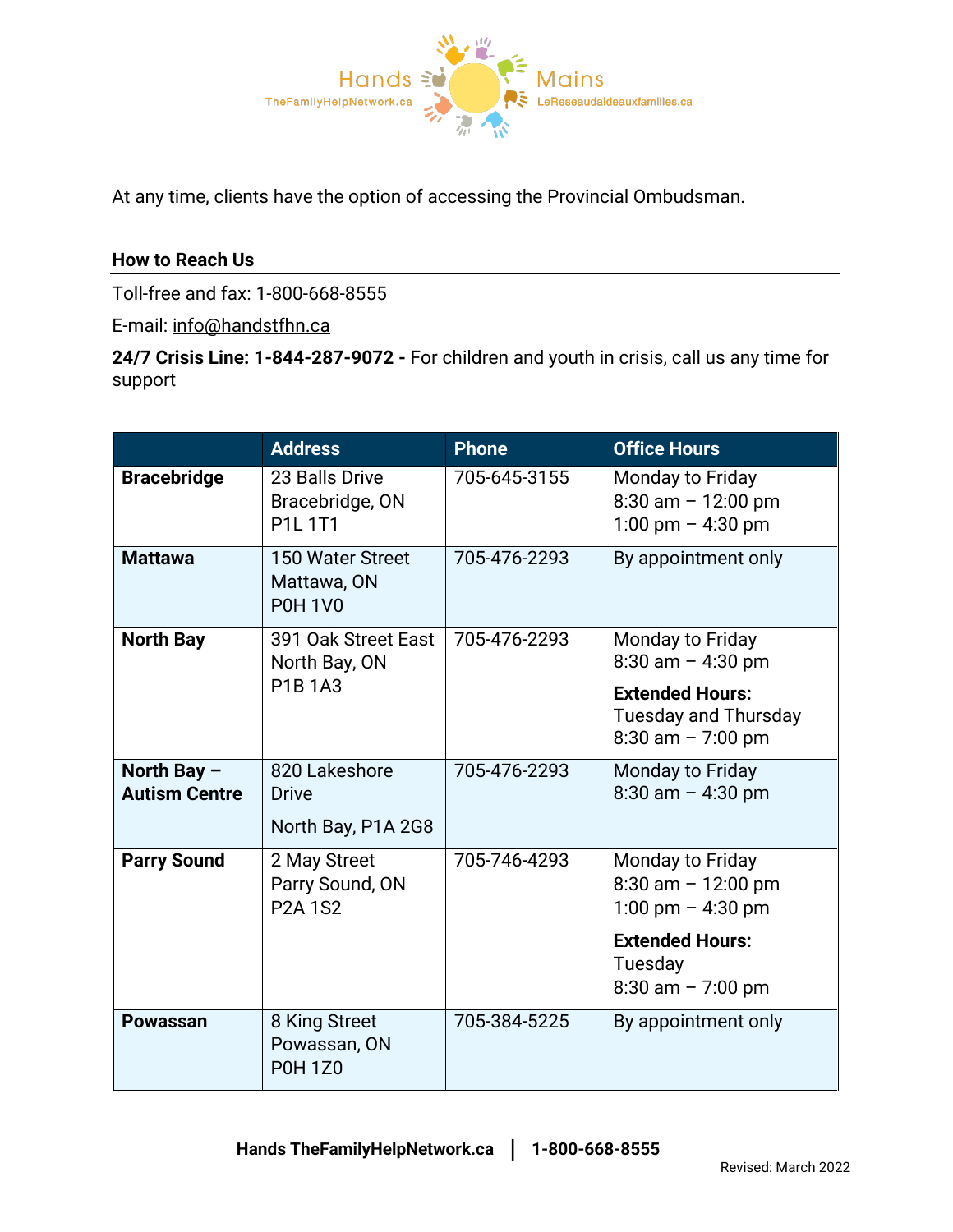At any time, clients have the option of accessing the Provincial Ombudsman.

## How to Reach Us

Toll-free and fax: 1-800-668-8555

E-mail: info@handstfhn.ca

**24/7 Crisis Line: 1-844-287-9072 -** For children and youth in crisis, call us any time for support

| | Address | Phone | Office Hours |
|---|---|---|---|
| **Bracebridge** | 23 Balls Drive<br>Bracebridge, ON<br>P1L 1T1 | 705-645-3155 | Monday to Friday<br>8:30 am – 12:00 pm<br>1:00 pm – 4:30 pm |
| **Mattawa** | 150 Water Street<br>Mattawa, ON<br>P0H 1V0 | 705-476-2293 | By appointment only |
| **North Bay** | 391 Oak Street East<br>North Bay, ON<br>P1B 1A3 | 705-476-2293 | Monday to Friday<br>8:30 am – 4:30 pm<br>**Extended Hours:**<br>Tuesday and Thursday<br>8:30 am – 7:00 pm |
| **North Bay – Autism Centre** | 820 Lakeshore Drive<br>North Bay, P1A 2G8 | 705-476-2293 | Monday to Friday<br>8:30 am – 4:30 pm |
| **Parry Sound** | 2 May Street<br>Parry Sound, ON<br>P2A 1S2 | 705-746-4293 | Monday to Friday<br>8:30 am – 12:00 pm<br>1:00 pm – 4:30 pm<br>**Extended Hours:**<br>Tuesday<br>8:30 am – 7:00 pm |
| **Powassan** | 8 King Street<br>Powassan, ON<br>P0H 1Z0 | 705-384-5225 | By appointment only |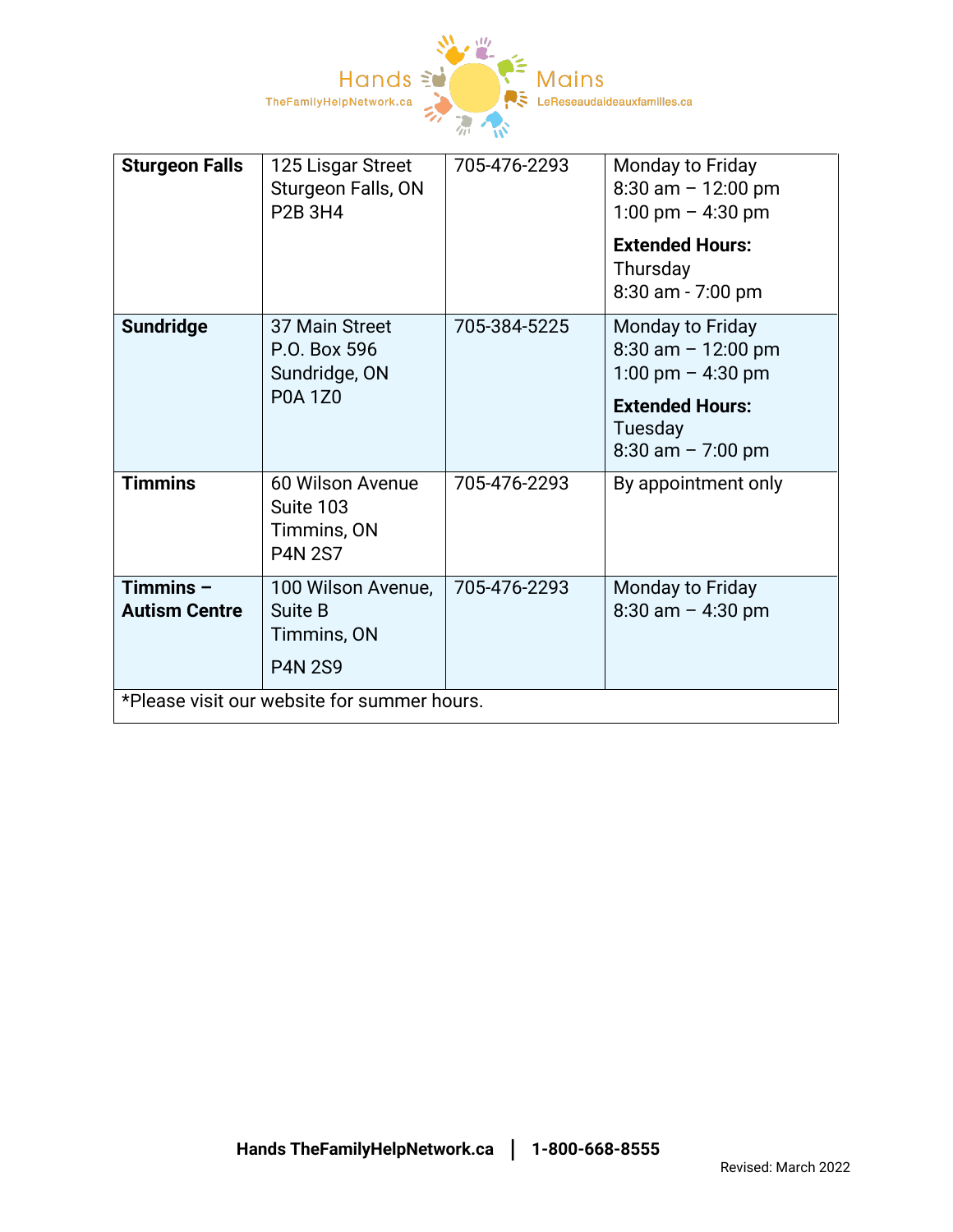| **Sturgeon Falls** | 125 Lisgar Street<br>Sturgeon Falls, ON<br>P2B 3H4 | 705-476-2293 | Monday to Friday<br>8:30 am – 12:00 pm<br>1:00 pm – 4:30 pm<br>**Extended Hours:**<br>Thursday<br>8:30 am - 7:00 pm |
|---|---|---|---|
| **Sundridge** | 37 Main Street<br>P.O. Box 596<br>Sundridge, ON<br>P0A 1Z0 | 705-384-5225 | Monday to Friday<br>8:30 am – 12:00 pm<br>1:00 pm – 4:30 pm<br>**Extended Hours:**<br>Tuesday<br>8:30 am – 7:00 pm |
| **Timmins** | 60 Wilson Avenue<br>Suite 103<br>Timmins, ON<br>P4N 2S7 | 705-476-2293 | By appointment only |
| **Timmins – Autism Centre** | 100 Wilson Avenue,<br>Suite B<br>Timmins, ON<br>P4N 2S9 | 705-476-2293 | Monday to Friday<br>8:30 am – 4:30 pm |
| *Please visit our website for summer hours. | | | |

**Hands TheFamilyHelpNetwork.ca | 1-800-668-8555**

Revised: March 2022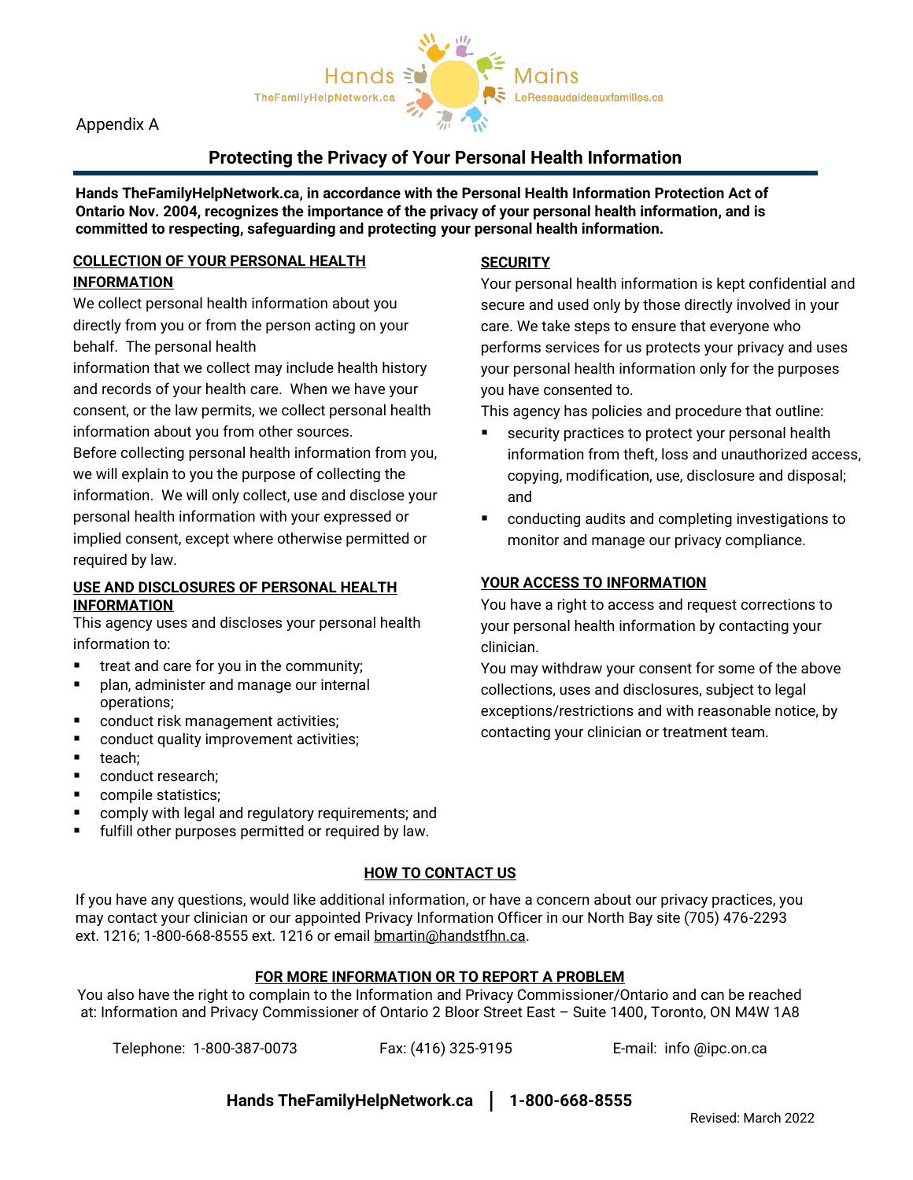Hands TheFamilyHelpNetwork.ca Mains LeReseaudaideauxfamilles.ca

Appendix A

## Protecting the Privacy of Your Personal Health Information

**Hands TheFamilyHelpNetwork.ca, in accordance with the Personal Health Information Protection Act of Ontario Nov. 2004, recognizes the importance of the privacy of your personal health information, and is committed to respecting, safeguarding and protecting your personal health information.**

### COLLECTION OF YOUR PERSONAL HEALTH INFORMATION

We collect personal health information about you directly from you or from the person acting on your behalf. The personal health information that we collect may include health history and records of your health care. When we have your consent, or the law permits, we collect personal health information about you from other sources.

Before collecting personal health information from you, we will explain to you the purpose of collecting the information. We will only collect, use and disclose your personal health information with your expressed or implied consent, except where otherwise permitted or required by law.

### USE AND DISCLOSURES OF PERSONAL HEALTH INFORMATION

This agency uses and discloses your personal health information to:

- treat and care for you in the community;
- plan, administer and manage our internal operations;
- conduct risk management activities;
- conduct quality improvement activities;
- teach;
- conduct research;
- compile statistics;
- comply with legal and regulatory requirements; and
- fulfill other purposes permitted or required by law.

### SECURITY

Your personal health information is kept confidential and secure and used only by those directly involved in your care. We take steps to ensure that everyone who performs services for us protects your privacy and uses your personal health information only for the purposes you have consented to.

This agency has policies and procedure that outline:

- security practices to protect your personal health information from theft, loss and unauthorized access, copying, modification, use, disclosure and disposal; and
- conducting audits and completing investigations to monitor and manage our privacy compliance.

### YOUR ACCESS TO INFORMATION

You have a right to access and request corrections to your personal health information by contacting your clinician.

You may withdraw your consent for some of the above collections, uses and disclosures, subject to legal exceptions/restrictions and with reasonable notice, by contacting your clinician or treatment team.

### HOW TO CONTACT US

If you have any questions, would like additional information, or have a concern about our privacy practices, you may contact your clinician or our appointed Privacy Information Officer in our North Bay site (705) 476-2293 ext. 1216; 1-800-668-8555 ext. 1216 or email bmartin@handstfhn.ca.

### FOR MORE INFORMATION OR TO REPORT A PROBLEM

You also have the right to complain to the Information and Privacy Commissioner/Ontario and can be reached at: Information and Privacy Commissioner of Ontario 2 Bloor Street East – Suite 1400**,** Toronto, ON M4W 1A8

Telephone: 1-800-387-0073 Fax: (416) 325-9195 E-mail: info @ipc.on.ca

**Hands TheFamilyHelpNetwork.ca | 1-800-668-8555**

Revised: March 2022